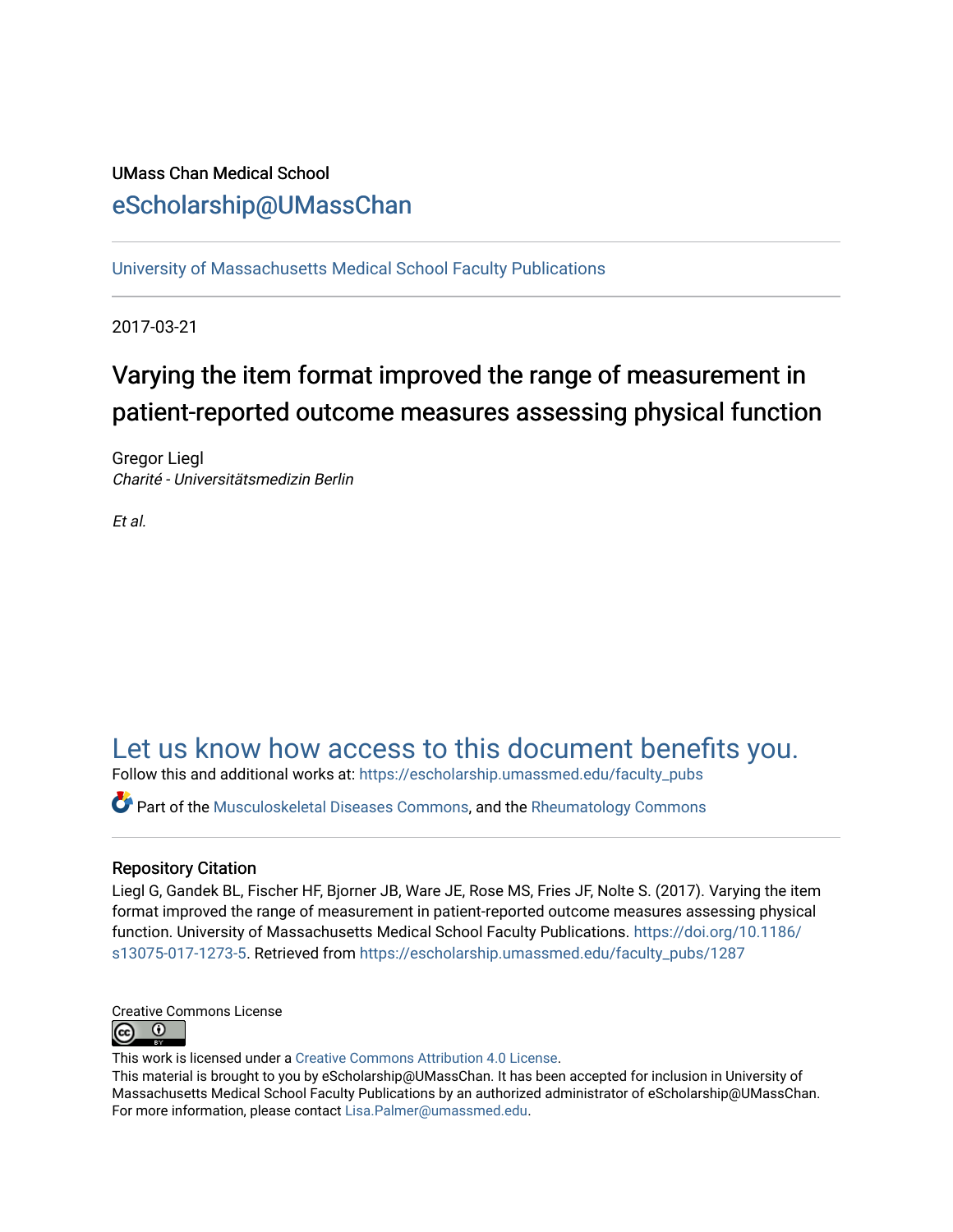UMass Chan Medical School

eScholarship@UMassChan

University of Massachusetts Medical School Faculty Publications

2017-03-21

# Varying the item format improved the range of measurement in patient-reported outcome measures assessing physical function

Gregor Liegl
*Charité - Universitätsmedizin Berlin*

*Et al.*

## Let us know how access to this document benefits you.

Follow this and additional works at: https://escholarship.umassmed.edu/faculty_pubs

Part of the Musculoskeletal Diseases Commons, and the Rheumatology Commons

### Repository Citation

Liegl G, Gandek BL, Fischer HF, Bjorner JB, Ware JE, Rose MS, Fries JF, Nolte S. (2017). Varying the item format improved the range of measurement in patient-reported outcome measures assessing physical function. University of Massachusetts Medical School Faculty Publications. https://doi.org/10.1186/s13075-017-1273-5. Retrieved from https://escholarship.umassmed.edu/faculty_pubs/1287

Creative Commons License

This work is licensed under a Creative Commons Attribution 4.0 License.
This material is brought to you by eScholarship@UMassChan. It has been accepted for inclusion in University of Massachusetts Medical School Faculty Publications by an authorized administrator of eScholarship@UMassChan. For more information, please contact Lisa.Palmer@umassmed.edu.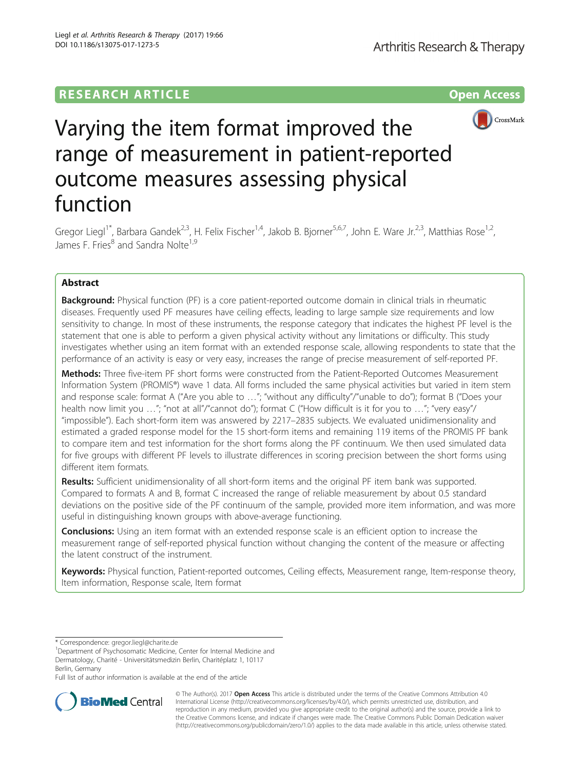# Varying the item format improved the range of measurement in patient-reported outcome measures assessing physical function

Gregor Liegl[1*], Barbara Gandek[2,3], H. Felix Fischer[1,4], Jakob B. Bjorner[5,6,7], John E. Ware Jr.[2,3], Matthias Rose[1,2], James F. Fries[8] and Sandra Nolte[1,9]

## Abstract

**Background:** Physical function (PF) is a core patient-reported outcome domain in clinical trials in rheumatic diseases. Frequently used PF measures have ceiling effects, leading to large sample size requirements and low sensitivity to change. In most of these instruments, the response category that indicates the highest PF level is the statement that one is able to perform a given physical activity without any limitations or difficulty. This study investigates whether using an item format with an extended response scale, allowing respondents to state that the performance of an activity is easy or very easy, increases the range of precise measurement of self-reported PF.

**Methods:** Three five-item PF short forms were constructed from the Patient-Reported Outcomes Measurement Information System (PROMIS®) wave 1 data. All forms included the same physical activities but varied in item stem and response scale: format A ("Are you able to …"; "without any difficulty"/"unable to do"); format B ("Does your health now limit you …"; "not at all"/"cannot do"); format C ("How difficult is it for you to …"; "very easy"/"impossible"). Each short-form item was answered by 2217–2835 subjects. We evaluated unidimensionality and estimated a graded response model for the 15 short-form items and remaining 119 items of the PROMIS PF bank to compare item and test information for the short forms along the PF continuum. We then used simulated data for five groups with different PF levels to illustrate differences in scoring precision between the short forms using different item formats.

**Results:** Sufficient unidimensionality of all short-form items and the original PF item bank was supported. Compared to formats A and B, format C increased the range of reliable measurement by about 0.5 standard deviations on the positive side of the PF continuum of the sample, provided more item information, and was more useful in distinguishing known groups with above-average functioning.

**Conclusions:** Using an item format with an extended response scale is an efficient option to increase the measurement range of self-reported physical function without changing the content of the measure or affecting the latent construct of the instrument.

**Keywords:** Physical function, Patient-reported outcomes, Ceiling effects, Measurement range, Item-response theory, Item information, Response scale, Item format

---

\* Correspondence: gregor.liegl@charite.de

[1]Department of Psychosomatic Medicine, Center for Internal Medicine and Dermatology, Charité - Universitätsmedizin Berlin, Charitéplatz 1, 10117 Berlin, Germany

Full list of author information is available at the end of the article

© The Author(s). 2017 **Open Access** This article is distributed under the terms of the Creative Commons Attribution 4.0 International License (http://creativecommons.org/licenses/by/4.0/), which permits unrestricted use, distribution, and reproduction in any medium, provided you give appropriate credit to the original author(s) and the source, provide a link to the Creative Commons license, and indicate if changes were made. The Creative Commons Public Domain Dedication waiver (http://creativecommons.org/publicdomain/zero/1.0/) applies to the data made available in this article, unless otherwise stated.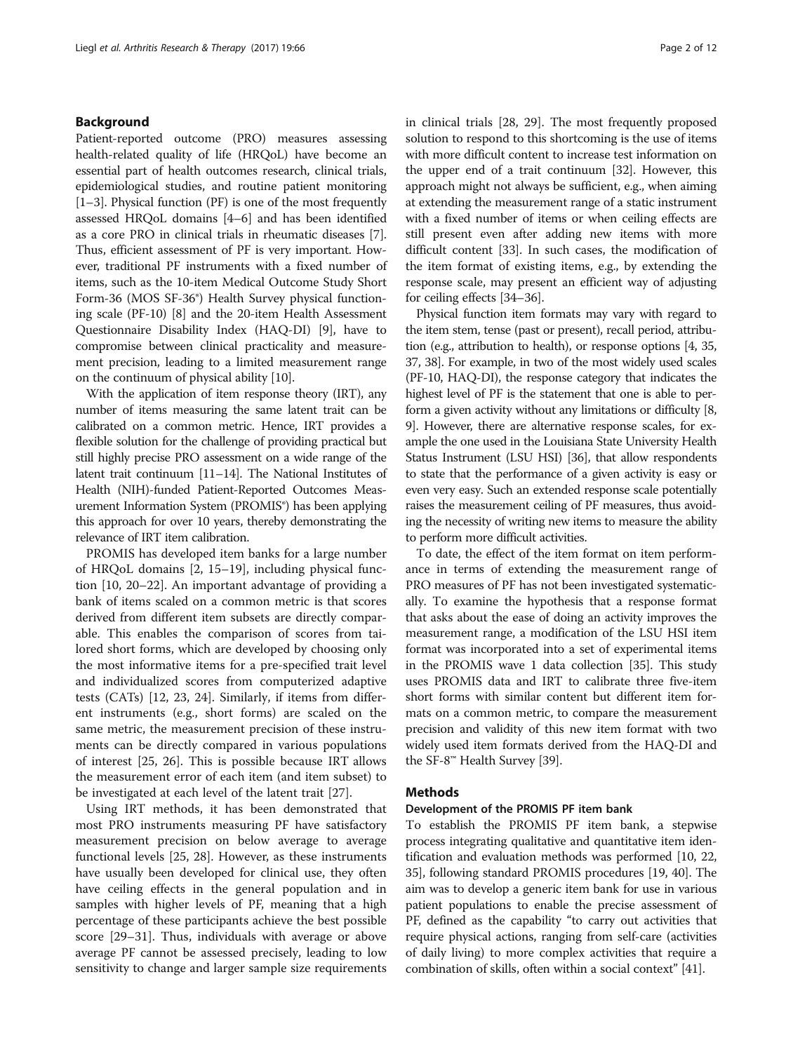## Background

Patient-reported outcome (PRO) measures assessing health-related quality of life (HRQoL) have become an essential part of health outcomes research, clinical trials, epidemiological studies, and routine patient monitoring [1–3]. Physical function (PF) is one of the most frequently assessed HRQoL domains [4–6] and has been identified as a core PRO in clinical trials in rheumatic diseases [7]. Thus, efficient assessment of PF is very important. However, traditional PF instruments with a fixed number of items, such as the 10-item Medical Outcome Study Short Form-36 (MOS SF-36®) Health Survey physical functioning scale (PF-10) [8] and the 20-item Health Assessment Questionnaire Disability Index (HAQ-DI) [9], have to compromise between clinical practicality and measurement precision, leading to a limited measurement range on the continuum of physical ability [10].

With the application of item response theory (IRT), any number of items measuring the same latent trait can be calibrated on a common metric. Hence, IRT provides a flexible solution for the challenge of providing practical but still highly precise PRO assessment on a wide range of the latent trait continuum [11–14]. The National Institutes of Health (NIH)-funded Patient-Reported Outcomes Measurement Information System (PROMIS®) has been applying this approach for over 10 years, thereby demonstrating the relevance of IRT item calibration.

PROMIS has developed item banks for a large number of HRQoL domains [2, 15–19], including physical function [10, 20–22]. An important advantage of providing a bank of items scaled on a common metric is that scores derived from different item subsets are directly comparable. This enables the comparison of scores from tailored short forms, which are developed by choosing only the most informative items for a pre-specified trait level and individualized scores from computerized adaptive tests (CATs) [12, 23, 24]. Similarly, if items from different instruments (e.g., short forms) are scaled on the same metric, the measurement precision of these instruments can be directly compared in various populations of interest [25, 26]. This is possible because IRT allows the measurement error of each item (and item subset) to be investigated at each level of the latent trait [27].

Using IRT methods, it has been demonstrated that most PRO instruments measuring PF have satisfactory measurement precision on below average to average functional levels [25, 28]. However, as these instruments have usually been developed for clinical use, they often have ceiling effects in the general population and in samples with higher levels of PF, meaning that a high percentage of these participants achieve the best possible score [29–31]. Thus, individuals with average or above average PF cannot be assessed precisely, leading to low sensitivity to change and larger sample size requirements in clinical trials [28, 29]. The most frequently proposed solution to respond to this shortcoming is the use of items with more difficult content to increase test information on the upper end of a trait continuum [32]. However, this approach might not always be sufficient, e.g., when aiming at extending the measurement range of a static instrument with a fixed number of items or when ceiling effects are still present even after adding new items with more difficult content [33]. In such cases, the modification of the item format of existing items, e.g., by extending the response scale, may present an efficient way of adjusting for ceiling effects [34–36].

Physical function item formats may vary with regard to the item stem, tense (past or present), recall period, attribution (e.g., attribution to health), or response options [4, 35, 37, 38]. For example, in two of the most widely used scales (PF-10, HAQ-DI), the response category that indicates the highest level of PF is the statement that one is able to perform a given activity without any limitations or difficulty [8, 9]. However, there are alternative response scales, for example the one used in the Louisiana State University Health Status Instrument (LSU HSI) [36], that allow respondents to state that the performance of a given activity is easy or even very easy. Such an extended response scale potentially raises the measurement ceiling of PF measures, thus avoiding the necessity of writing new items to measure the ability to perform more difficult activities.

To date, the effect of the item format on item performance in terms of extending the measurement range of PRO measures of PF has not been investigated systematically. To examine the hypothesis that a response format that asks about the ease of doing an activity improves the measurement range, a modification of the LSU HSI item format was incorporated into a set of experimental items in the PROMIS wave 1 data collection [35]. This study uses PROMIS data and IRT to calibrate three five-item short forms with similar content but different item formats on a common metric, to compare the measurement precision and validity of this new item format with two widely used item formats derived from the HAQ-DI and the SF-8™ Health Survey [39].

## Methods

### Development of the PROMIS PF item bank

To establish the PROMIS PF item bank, a stepwise process integrating qualitative and quantitative item identification and evaluation methods was performed [10, 22, 35], following standard PROMIS procedures [19, 40]. The aim was to develop a generic item bank for use in various patient populations to enable the precise assessment of PF, defined as the capability "to carry out activities that require physical actions, ranging from self-care (activities of daily living) to more complex activities that require a combination of skills, often within a social context" [41].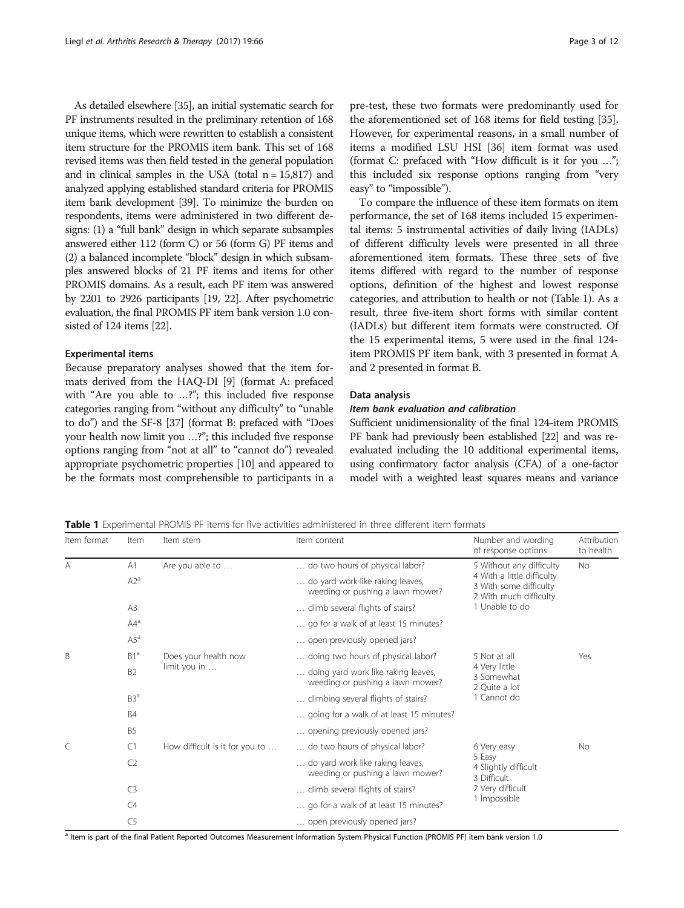As detailed elsewhere [35], an initial systematic search for PF instruments resulted in the preliminary retention of 168 unique items, which were rewritten to establish a consistent item structure for the PROMIS item bank. This set of 168 revised items was then field tested in the general population and in clinical samples in the USA (total n = 15,817) and analyzed applying established standard criteria for PROMIS item bank development [39]. To minimize the burden on respondents, items were administered in two different designs: (1) a "full bank" design in which separate subsamples answered either 112 (form C) or 56 (form G) PF items and (2) a balanced incomplete "block" design in which subsamples answered blocks of 21 PF items and items for other PROMIS domains. As a result, each PF item was answered by 2201 to 2926 participants [19, 22]. After psychometric evaluation, the final PROMIS PF item bank version 1.0 consisted of 124 items [22].

### Experimental items

Because preparatory analyses showed that the item formats derived from the HAQ-DI [9] (format A: prefaced with "Are you able to …?"; this included five response categories ranging from "without any difficulty" to "unable to do") and the SF-8 [37] (format B: prefaced with "Does your health now limit you …?"; this included five response options ranging from "not at all" to "cannot do") revealed appropriate psychometric properties [10] and appeared to be the formats most comprehensible to participants in a pre-test, these two formats were predominantly used for the aforementioned set of 168 items for field testing [35]. However, for experimental reasons, in a small number of items a modified LSU HSI [36] item format was used (format C: prefaced with "How difficult is it for you …"; this included six response options ranging from "very easy" to "impossible").

To compare the influence of these item formats on item performance, the set of 168 items included 15 experimental items: 5 instrumental activities of daily living (IADLs) of different difficulty levels were presented in all three aforementioned item formats. These three sets of five items differed with regard to the number of response options, definition of the highest and lowest response categories, and attribution to health or not (Table 1). As a result, three five-item short forms with similar content (IADLs) but different item formats were constructed. Of the 15 experimental items, 5 were used in the final 124-item PROMIS PF item bank, with 3 presented in format A and 2 presented in format B.

### Data analysis

#### *Item bank evaluation and calibration*

Sufficient unidimensionality of the final 124-item PROMIS PF bank had previously been established [22] and was reevaluated including the 10 additional experimental items, using confirmatory factor analysis (CFA) of a one-factor model with a weighted least squares means and variance

**Table 1** Experimental PROMIS PF items for five activities administered in three different item formats

| Item format | Item | Item stem | Item content | Number and wording of response options | Attribution to health |
|---|---|---|---|---|---|
| A | A1 | Are you able to … | … do two hours of physical labor? | 5 Without any difficulty<br>4 With a little difficulty<br>3 With some difficulty<br>2 With much difficulty<br>1 Unable to do | No |
| | A2[a] | | … do yard work like raking leaves, weeding or pushing a lawn mower? | | |
| | A3 | | … climb several flights of stairs? | | |
| | A4[a] | | … go for a walk of at least 15 minutes? | | |
| | A5[a] | | … open previously opened jars? | | |
| B | B1[a] | Does your health now limit you in … | … doing two hours of physical labor? | 5 Not at all<br>4 Very little<br>3 Somewhat<br>2 Quite a lot<br>1 Cannot do | Yes |
| | B2 | | … doing yard work like raking leaves, weeding or pushing a lawn mower? | | |
| | B3[a] | | … climbing several flights of stairs? | | |
| | B4 | | … going for a walk of at least 15 minutes? | | |
| | B5 | | … opening previously opened jars? | | |
| C | C1 | How difficult is it for you to … | … do two hours of physical labor? | 6 Very easy<br>5 Easy<br>4 Slightly difficult<br>3 Difficult<br>2 Very difficult<br>1 Impossible | No |
| | C2 | | … do yard work like raking leaves, weeding or pushing a lawn mower? | | |
| | C3 | | … climb several flights of stairs? | | |
| | C4 | | … go for a walk of at least 15 minutes? | | |
| | C5 | | … open previously opened jars? | | |

[a] Item is part of the final Patient Reported Outcomes Measurement Information System Physical Function (PROMIS PF) item bank version 1.0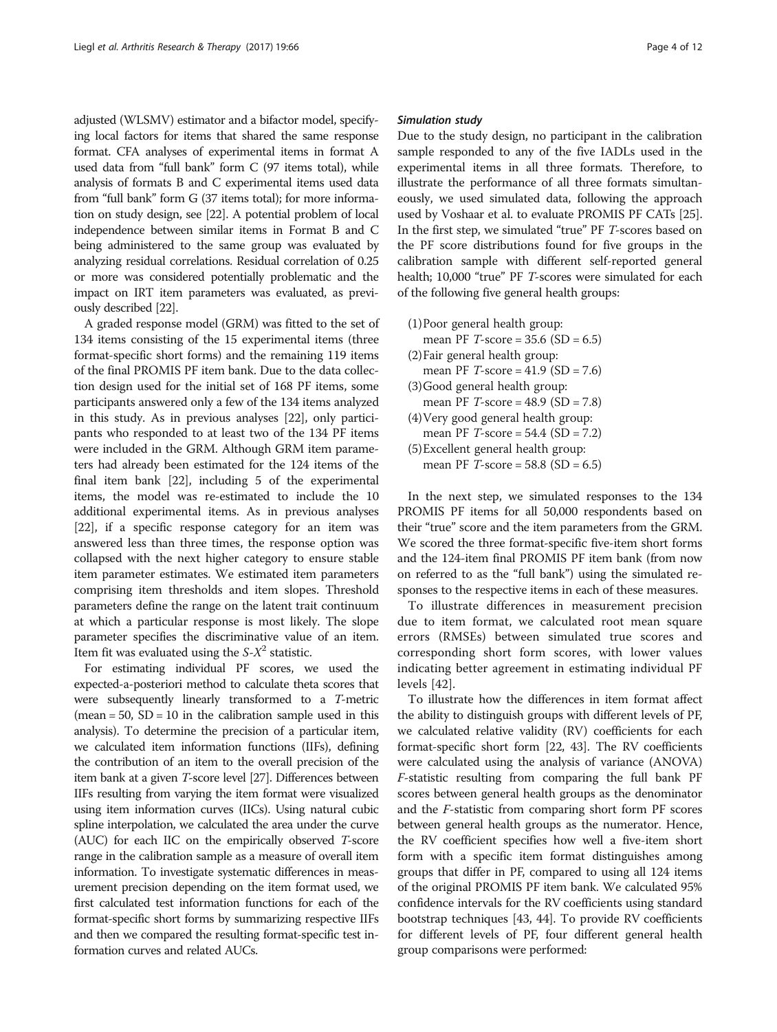adjusted (WLSMV) estimator and a bifactor model, specifying local factors for items that shared the same response format. CFA analyses of experimental items in format A used data from "full bank" form C (97 items total), while analysis of formats B and C experimental items used data from "full bank" form G (37 items total); for more information on study design, see [22]. A potential problem of local independence between similar items in Format B and C being administered to the same group was evaluated by analyzing residual correlations. Residual correlation of 0.25 or more was considered potentially problematic and the impact on IRT item parameters was evaluated, as previously described [22].

A graded response model (GRM) was fitted to the set of 134 items consisting of the 15 experimental items (three format-specific short forms) and the remaining 119 items of the final PROMIS PF item bank. Due to the data collection design used for the initial set of 168 PF items, some participants answered only a few of the 134 items analyzed in this study. As in previous analyses [22], only participants who responded to at least two of the 134 PF items were included in the GRM. Although GRM item parameters had already been estimated for the 124 items of the final item bank [22], including 5 of the experimental items, the model was re-estimated to include the 10 additional experimental items. As in previous analyses [22], if a specific response category for an item was answered less than three times, the response option was collapsed with the next higher category to ensure stable item parameter estimates. We estimated item parameters comprising item thresholds and item slopes. Threshold parameters define the range on the latent trait continuum at which a particular response is most likely. The slope parameter specifies the discriminative value of an item. Item fit was evaluated using the $S\text{-}X^2$ statistic.

For estimating individual PF scores, we used the expected-a-posteriori method to calculate theta scores that were subsequently linearly transformed to a *T*-metric (mean = 50, SD = 10 in the calibration sample used in this analysis). To determine the precision of a particular item, we calculated item information functions (IIFs), defining the contribution of an item to the overall precision of the item bank at a given *T*-score level [27]. Differences between IIFs resulting from varying the item format were visualized using item information curves (IICs). Using natural cubic spline interpolation, we calculated the area under the curve (AUC) for each IIC on the empirically observed *T*-score range in the calibration sample as a measure of overall item information. To investigate systematic differences in measurement precision depending on the item format used, we first calculated test information functions for each of the format-specific short forms by summarizing respective IIFs and then we compared the resulting format-specific test information curves and related AUCs.

#### *Simulation study*

Due to the study design, no participant in the calibration sample responded to any of the five IADLs used in the experimental items in all three formats. Therefore, to illustrate the performance of all three formats simultaneously, we used simulated data, following the approach used by Voshaar et al. to evaluate PROMIS PF CATs [25]. In the first step, we simulated "true" PF *T*-scores based on the PF score distributions found for five groups in the calibration sample with different self-reported general health; 10,000 "true" PF *T*-scores were simulated for each of the following five general health groups:

(1) Poor general health group: mean PF *T*-score = 35.6 (SD = 6.5)
(2) Fair general health group: mean PF *T*-score = 41.9 (SD = 7.6)
(3) Good general health group: mean PF *T*-score = 48.9 (SD = 7.8)
(4) Very good general health group: mean PF *T*-score = 54.4 (SD = 7.2)
(5) Excellent general health group: mean PF *T*-score = 58.8 (SD = 6.5)

In the next step, we simulated responses to the 134 PROMIS PF items for all 50,000 respondents based on their "true" score and the item parameters from the GRM. We scored the three format-specific five-item short forms and the 124-item final PROMIS PF item bank (from now on referred to as the "full bank") using the simulated responses to the respective items in each of these measures.

To illustrate differences in measurement precision due to item format, we calculated root mean square errors (RMSEs) between simulated true scores and corresponding short form scores, with lower values indicating better agreement in estimating individual PF levels [42].

To illustrate how the differences in item format affect the ability to distinguish groups with different levels of PF, we calculated relative validity (RV) coefficients for each format-specific short form [22, 43]. The RV coefficients were calculated using the analysis of variance (ANOVA) *F*-statistic resulting from comparing the full bank PF scores between general health groups as the denominator and the *F*-statistic from comparing short form PF scores between general health groups as the numerator. Hence, the RV coefficient specifies how well a five-item short form with a specific item format distinguishes among groups that differ in PF, compared to using all 124 items of the original PROMIS PF item bank. We calculated 95% confidence intervals for the RV coefficients using standard bootstrap techniques [43, 44]. To provide RV coefficients for different levels of PF, four different general health group comparisons were performed: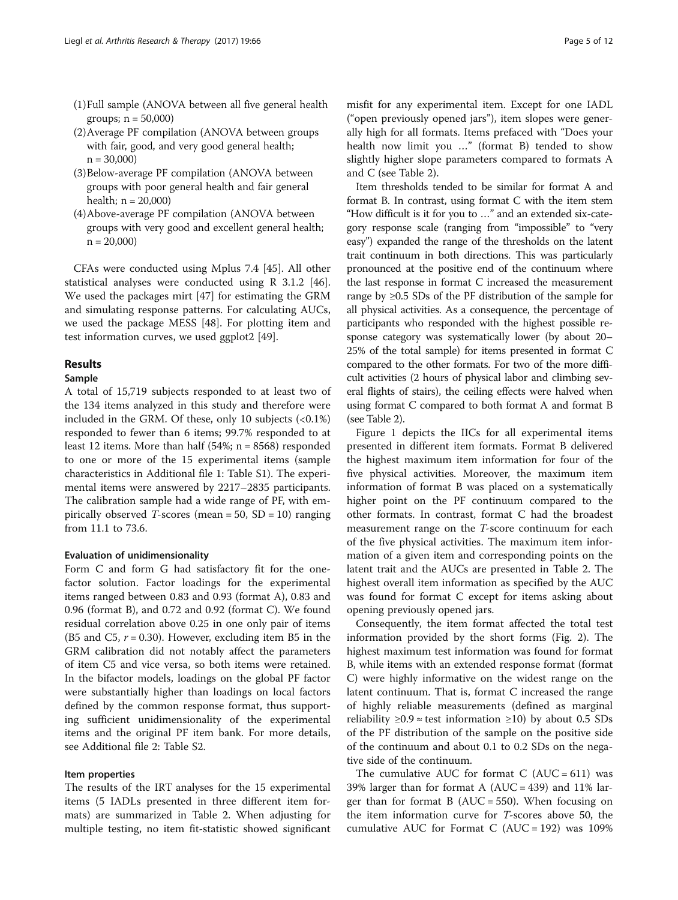(1) Full sample (ANOVA between all five general health groups; n = 50,000)
(2) Average PF compilation (ANOVA between groups with fair, good, and very good general health; n = 30,000)
(3) Below-average PF compilation (ANOVA between groups with poor general health and fair general health; n = 20,000)
(4) Above-average PF compilation (ANOVA between groups with very good and excellent general health; n = 20,000)

CFAs were conducted using Mplus 7.4 [45]. All other statistical analyses were conducted using R 3.1.2 [46]. We used the packages mirt [47] for estimating the GRM and simulating response patterns. For calculating AUCs, we used the package MESS [48]. For plotting item and test information curves, we used ggplot2 [49].

## Results

### Sample

A total of 15,719 subjects responded to at least two of the 134 items analyzed in this study and therefore were included in the GRM. Of these, only 10 subjects (<0.1%) responded to fewer than 6 items; 99.7% responded to at least 12 items. More than half (54%; n = 8568) responded to one or more of the 15 experimental items (sample characteristics in Additional file 1: Table S1). The experimental items were answered by 2217–2835 participants. The calibration sample had a wide range of PF, with empirically observed *T*-scores (mean = 50, SD = 10) ranging from 11.1 to 73.6.

#### Evaluation of unidimensionality

Form C and form G had satisfactory fit for the one-factor solution. Factor loadings for the experimental items ranged between 0.83 and 0.93 (format A), 0.83 and 0.96 (format B), and 0.72 and 0.92 (format C). We found residual correlation above 0.25 in one only pair of items (B5 and C5, $r = 0.30$). However, excluding item B5 in the GRM calibration did not notably affect the parameters of item C5 and vice versa, so both items were retained. In the bifactor models, loadings on the global PF factor were substantially higher than loadings on local factors defined by the common response format, thus supporting sufficient unidimensionality of the experimental items and the original PF item bank. For more details, see Additional file 2: Table S2.

#### Item properties

The results of the IRT analyses for the 15 experimental items (5 IADLs presented in three different item formats) are summarized in Table 2. When adjusting for multiple testing, no item fit-statistic showed significant misfit for any experimental item. Except for one IADL ("open previously opened jars"), item slopes were generally high for all formats. Items prefaced with "Does your health now limit you …" (format B) tended to show slightly higher slope parameters compared to formats A and C (see Table 2).

Item thresholds tended to be similar for format A and format B. In contrast, using format C with the item stem "How difficult is it for you to …" and an extended six-category response scale (ranging from "impossible" to "very easy") expanded the range of the thresholds on the latent trait continuum in both directions. This was particularly pronounced at the positive end of the continuum where the last response in format C increased the measurement range by ≥0.5 SDs of the PF distribution of the sample for all physical activities. As a consequence, the percentage of participants who responded with the highest possible response category was systematically lower (by about 20–25% of the total sample) for items presented in format C compared to the other formats. For two of the more difficult activities (2 hours of physical labor and climbing several flights of stairs), the ceiling effects were halved when using format C compared to both format A and format B (see Table 2).

Figure 1 depicts the IICs for all experimental items presented in different item formats. Format B delivered the highest maximum item information for four of the five physical activities. Moreover, the maximum item information of format B was placed on a systematically higher point on the PF continuum compared to the other formats. In contrast, format C had the broadest measurement range on the *T*-score continuum for each of the five physical activities. The maximum item information of a given item and corresponding points on the latent trait and the AUCs are presented in Table 2. The highest overall item information as specified by the AUC was found for format C except for items asking about opening previously opened jars.

Consequently, the item format affected the total test information provided by the short forms (Fig. 2). The highest maximum test information was found for format B, while items with an extended response format (format C) were highly informative on the widest range on the latent continuum. That is, format C increased the range of highly reliable measurements (defined as marginal reliability ≥0.9 ≈ test information ≥10) by about 0.5 SDs of the PF distribution of the sample on the positive side of the continuum and about 0.1 to 0.2 SDs on the negative side of the continuum.

The cumulative AUC for format C (AUC = 611) was 39% larger than for format A (AUC = 439) and 11% larger than for format B (AUC = 550). When focusing on the item information curve for *T*-scores above 50, the cumulative AUC for Format C (AUC = 192) was 109%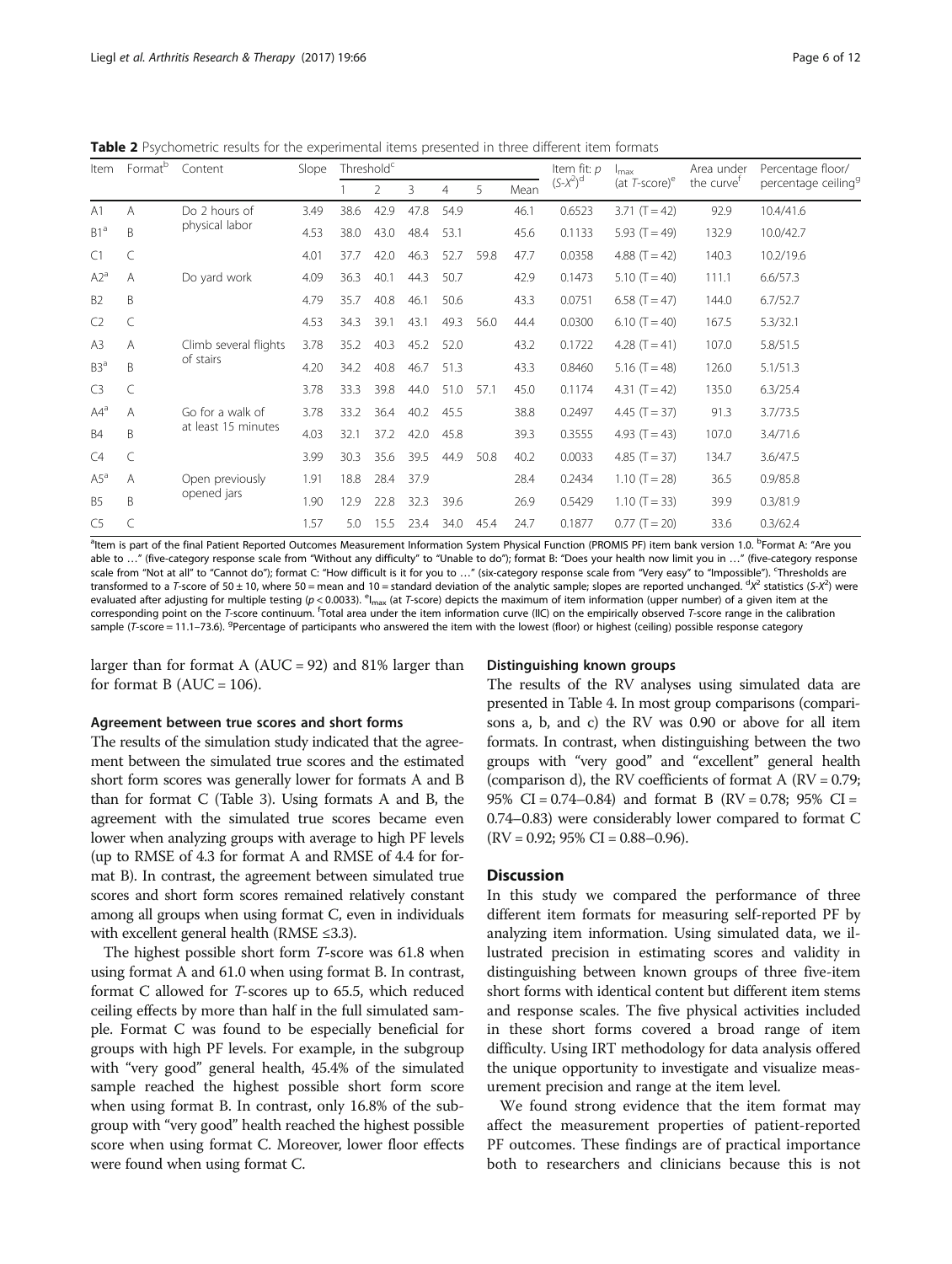**Table 2** Psychometric results for the experimental items presented in three different item formats

| Item | Format[b] | Content | Slope | Threshold[c] | | | | | | Item fit: $p$ $(S\text{-}X^2)$[d] | $I_{max}$ (at $T$-score)[e] | Area under the curve[f] | Percentage floor/ percentage ceiling[g] |
|---|---|---|---|---|---|---|---|---|---|---|---|---|---|
| | | | | 1 | 2 | 3 | 4 | 5 | Mean | | | | |
| A1 | A | Do 2 hours of physical labor | 3.49 | 38.6 | 42.9 | 47.8 | 54.9 | | 46.1 | 0.6523 | 3.71 (T = 42) | 92.9 | 10.4/41.6 |
| B1[a] | B | | 4.53 | 38.0 | 43.0 | 48.4 | 53.1 | | 45.6 | 0.1133 | 5.93 (T = 49) | 132.9 | 10.0/42.7 |
| C1 | C | | 4.01 | 37.7 | 42.0 | 46.3 | 52.7 | 59.8 | 47.7 | 0.0358 | 4.88 (T = 42) | 140.3 | 10.2/19.6 |
| A2[a] | A | Do yard work | 4.09 | 36.3 | 40.1 | 44.3 | 50.7 | | 42.9 | 0.1473 | 5.10 (T = 40) | 111.1 | 6.6/57.3 |
| B2 | B | | 4.79 | 35.7 | 40.8 | 46.1 | 50.6 | | 43.3 | 0.0751 | 6.58 (T = 47) | 144.0 | 6.7/52.7 |
| C2 | C | | 4.53 | 34.3 | 39.1 | 43.1 | 49.3 | 56.0 | 44.4 | 0.0300 | 6.10 (T = 40) | 167.5 | 5.3/32.1 |
| A3 | A | Climb several flights of stairs | 3.78 | 35.2 | 40.3 | 45.2 | 52.0 | | 43.2 | 0.1722 | 4.28 (T = 41) | 107.0 | 5.8/51.5 |
| B3[a] | B | | 4.20 | 34.2 | 40.8 | 46.7 | 51.3 | | 43.3 | 0.8460 | 5.16 (T = 48) | 126.0 | 5.1/51.3 |
| C3 | C | | 3.78 | 33.3 | 39.8 | 44.0 | 51.0 | 57.1 | 45.0 | 0.1174 | 4.31 (T = 42) | 135.0 | 6.3/25.4 |
| A4[a] | A | Go for a walk of at least 15 minutes | 3.78 | 33.2 | 36.4 | 40.2 | 45.5 | | 38.8 | 0.2497 | 4.45 (T = 37) | 91.3 | 3.7/73.5 |
| B4 | B | | 4.03 | 32.1 | 37.2 | 42.0 | 45.8 | | 39.3 | 0.3555 | 4.93 (T = 43) | 107.0 | 3.4/71.6 |
| C4 | C | | 3.99 | 30.3 | 35.6 | 39.5 | 44.9 | 50.8 | 40.2 | 0.0033 | 4.85 (T = 37) | 134.7 | 3.6/47.5 |
| A5[a] | A | Open previously opened jars | 1.91 | 18.8 | 28.4 | 37.9 | | | 28.4 | 0.2434 | 1.10 (T = 28) | 36.5 | 0.9/85.8 |
| B5 | B | | 1.90 | 12.9 | 22.8 | 32.3 | 39.6 | | 26.9 | 0.5429 | 1.10 (T = 33) | 39.9 | 0.3/81.9 |
| C5 | C | | 1.57 | 5.0 | 15.5 | 23.4 | 34.0 | 45.4 | 24.7 | 0.1877 | 0.77 (T = 20) | 33.6 | 0.3/62.4 |

[a]Item is part of the final Patient Reported Outcomes Measurement Information System Physical Function (PROMIS PF) item bank version 1.0. [b]Format A: "Are you able to …" (five-category response scale from "Without any difficulty" to "Unable to do"); format B: "Does your health now limit you in …" (five-category response scale from "Not at all" to "Cannot do"); format C: "How difficult is it for you to …" (six-category response scale from "Very easy" to "Impossible"). [c]Thresholds are transformed to a $T$-score of 50 ± 10, where 50 = mean and 10 = standard deviation of the analytic sample; slopes are reported unchanged. [d]$X^2$ statistics ($S\text{-}X^2$) were evaluated after adjusting for multiple testing ($p < 0.0033$). [e]$I_{max}$ (at $T$-score) depicts the maximum of item information (upper number) of a given item at the corresponding point on the $T$-score continuum. [f]Total area under the item information curve (IIC) on the empirically observed $T$-score range in the calibration sample ($T$-score = 11.1–73.6). [g]Percentage of participants who answered the item with the lowest (floor) or highest (ceiling) possible response category

larger than for format A (AUC = 92) and 81% larger than for format B (AUC = 106).

#### Agreement between true scores and short forms

The results of the simulation study indicated that the agreement between the simulated true scores and the estimated short form scores was generally lower for formats A and B than for format C (Table 3). Using formats A and B, the agreement with the simulated true scores became even lower when analyzing groups with average to high PF levels (up to RMSE of 4.3 for format A and RMSE of 4.4 for format B). In contrast, the agreement between simulated true scores and short form scores remained relatively constant among all groups when using format C, even in individuals with excellent general health (RMSE ≤3.3).

The highest possible short form $T$-score was 61.8 when using format A and 61.0 when using format B. In contrast, format C allowed for $T$-scores up to 65.5, which reduced ceiling effects by more than half in the full simulated sample. Format C was found to be especially beneficial for groups with high PF levels. For example, in the subgroup with "very good" general health, 45.4% of the simulated sample reached the highest possible short form score when using format B. In contrast, only 16.8% of the subgroup with "very good" health reached the highest possible score when using format C. Moreover, lower floor effects were found when using format C.

#### Distinguishing known groups

The results of the RV analyses using simulated data are presented in Table 4. In most group comparisons (comparisons a, b, and c) the RV was 0.90 or above for all item formats. In contrast, when distinguishing between the two groups with "very good" and "excellent" general health (comparison d), the RV coefficients of format A (RV = 0.79; 95% CI = 0.74–0.84) and format B (RV = 0.78; 95% CI = 0.74–0.83) were considerably lower compared to format C (RV = 0.92; 95% CI = 0.88–0.96).

## Discussion

In this study we compared the performance of three different item formats for measuring self-reported PF by analyzing item information. Using simulated data, we illustrated precision in estimating scores and validity in distinguishing between known groups of three five-item short forms with identical content but different item stems and response scales. The five physical activities included in these short forms covered a broad range of item difficulty. Using IRT methodology for data analysis offered the unique opportunity to investigate and visualize measurement precision and range at the item level.

We found strong evidence that the item format may affect the measurement properties of patient-reported PF outcomes. These findings are of practical importance both to researchers and clinicians because this is not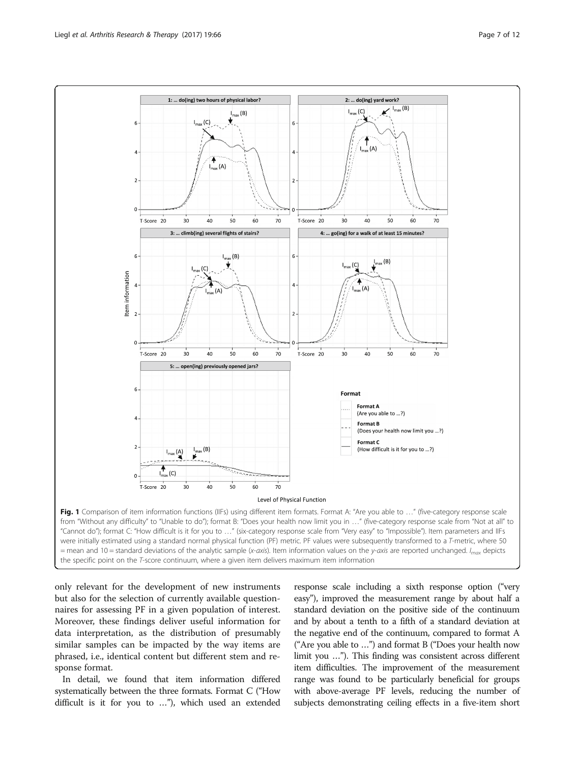Fig. 1 Comparison of item information functions (IIFs) using different item formats. Format A: "Are you able to …" (five-category response scale from "Without any difficulty" to "Unable to do"); format B: "Does your health now limit you in …" (five-category response scale from "Not at all" to "Cannot do"); format C: "How difficult is it for you to …" (six-category response scale from "Very easy" to "Impossible"). Item parameters and IIFs were initially estimated using a standard normal physical function (PF) metric. PF values were subsequently transformed to a *T*-metric, where 50 = mean and 10 = standard deviations of the analytic sample (*x-axis*). Item information values on the *y-axis* are reported unchanged. $I_{max}$ depicts the specific point on the *T*-score continuum, where a given item delivers maximum item information

only relevant for the development of new instruments but also for the selection of currently available questionnaires for assessing PF in a given population of interest. Moreover, these findings deliver useful information for data interpretation, as the distribution of presumably similar samples can be impacted by the way items are phrased, i.e., identical content but different stem and response format.

In detail, we found that item information differed systematically between the three formats. Format C ("How difficult is it for you to …"), which used an extended response scale including a sixth response option ("very easy"), improved the measurement range by about half a standard deviation on the positive side of the continuum and by about a tenth to a fifth of a standard deviation at the negative end of the continuum, compared to format A ("Are you able to …") and format B ("Does your health now limit you …"). This finding was consistent across different item difficulties. The improvement of the measurement range was found to be particularly beneficial for groups with above-average PF levels, reducing the number of subjects demonstrating ceiling effects in a five-item short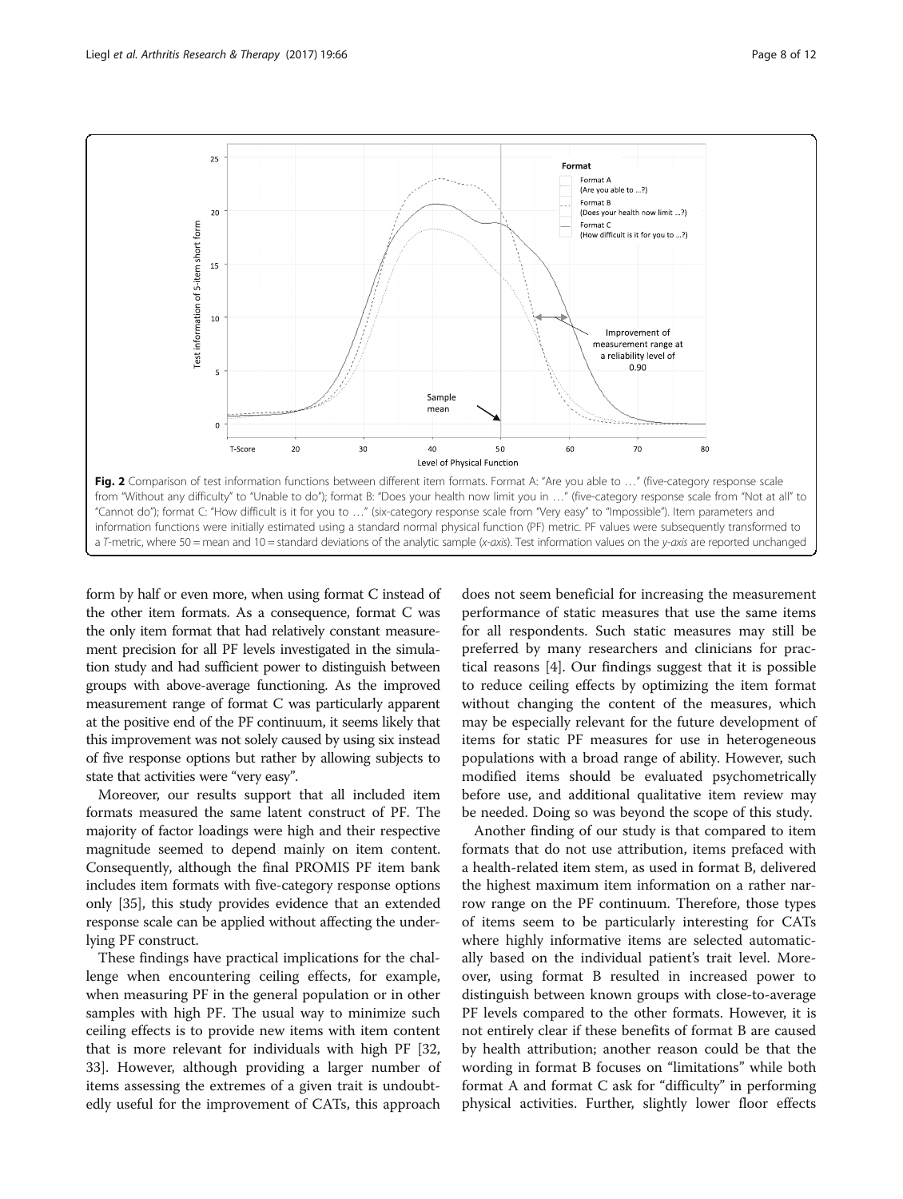**Fig. 2** Comparison of test information functions between different item formats. Format A: "Are you able to …" (five-category response scale from "Without any difficulty" to "Unable to do"); format B: "Does your health now limit you in …" (five-category response scale from "Not at all" to "Cannot do"); format C: "How difficult is it for you to …" (six-category response scale from "Very easy" to "Impossible"). Item parameters and information functions were initially estimated using a standard normal physical function (PF) metric. PF values were subsequently transformed to a *T*-metric, where 50 = mean and 10 = standard deviations of the analytic sample (*x-axis*). Test information values on the *y-axis* are reported unchanged

form by half or even more, when using format C instead of the other item formats. As a consequence, format C was the only item format that had relatively constant measurement precision for all PF levels investigated in the simulation study and had sufficient power to distinguish between groups with above-average functioning. As the improved measurement range of format C was particularly apparent at the positive end of the PF continuum, it seems likely that this improvement was not solely caused by using six instead of five response options but rather by allowing subjects to state that activities were "very easy".

Moreover, our results support that all included item formats measured the same latent construct of PF. The majority of factor loadings were high and their respective magnitude seemed to depend mainly on item content. Consequently, although the final PROMIS PF item bank includes item formats with five-category response options only [35], this study provides evidence that an extended response scale can be applied without affecting the underlying PF construct.

These findings have practical implications for the challenge when encountering ceiling effects, for example, when measuring PF in the general population or in other samples with high PF. The usual way to minimize such ceiling effects is to provide new items with item content that is more relevant for individuals with high PF [32, 33]. However, although providing a larger number of items assessing the extremes of a given trait is undoubtedly useful for the improvement of CATs, this approach does not seem beneficial for increasing the measurement performance of static measures that use the same items for all respondents. Such static measures may still be preferred by many researchers and clinicians for practical reasons [4]. Our findings suggest that it is possible to reduce ceiling effects by optimizing the item format without changing the content of the measures, which may be especially relevant for the future development of items for static PF measures for use in heterogeneous populations with a broad range of ability. However, such modified items should be evaluated psychometrically before use, and additional qualitative item review may be needed. Doing so was beyond the scope of this study.

Another finding of our study is that compared to item formats that do not use attribution, items prefaced with a health-related item stem, as used in format B, delivered the highest maximum item information on a rather narrow range on the PF continuum. Therefore, those types of items seem to be particularly interesting for CATs where highly informative items are selected automatically based on the individual patient's trait level. Moreover, using format B resulted in increased power to distinguish between known groups with close-to-average PF levels compared to the other formats. However, it is not entirely clear if these benefits of format B are caused by health attribution; another reason could be that the wording in format B focuses on "limitations" while both format A and format C ask for "difficulty" in performing physical activities. Further, slightly lower floor effects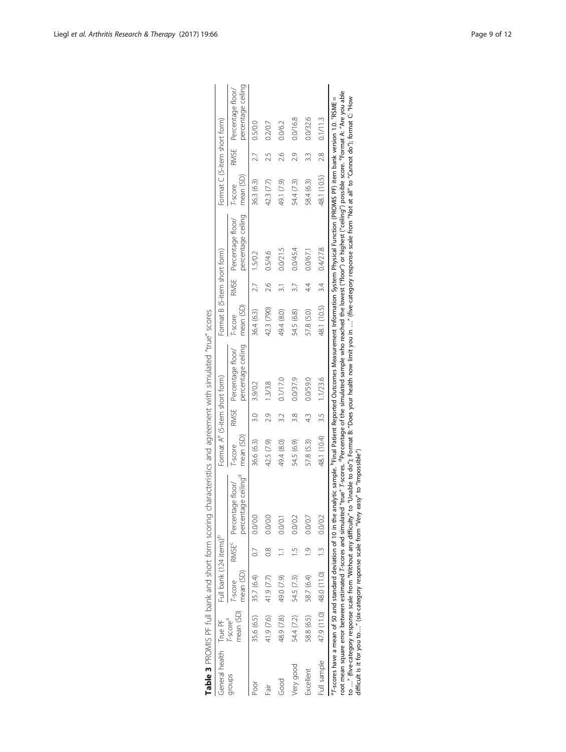**Table 3** PROMIS PF full bank and short form scoring characteristics and agreement with simulated "true" scores

| General health groups | True PF *T*-score[a] mean (SD) | Full bank (124 items)[b] | | | Format A[e] (5-item short form) | | | Format B (5-item short form) | | | Format C (5-item short form) | | |
|---|---|---|---|---|---|---|---|---|---|---|---|---|---|
| | | *T*-score mean (SD) | RMSE[c] | Percentage floor/ percentage ceiling[d] | *T*-score mean (SD) | RMSE | Percentage floor/ percentage ceiling | *T*-score mean (SD) | RMSE | Percentage floor/ percentage ceiling | *T*-score mean (SD) | RMSE | Percentage floor/ percentage ceiling |
| Poor | 35.6 (6.5) | 35.7 (6.4) | 0.7 | 0.0/0.0 | 36.6 (6.3) | 3.0 | 3.9/0.2 | 36.4 (6.3) | 2.7 | 1.5/0.2 | 36.3 (6.3) | 2.7 | 0.5/0.0 |
| Fair | 41.9 (7.6) | 41.9 (7.7) | 0.8 | 0.0/0.0 | 42.5 (7.9) | 2.9 | 1.3/3.8 | 42.3 (790) | 2.6 | 0.5/4.6 | 42.3 (7.7) | 2.5 | 0.2/0.7 |
| Good | 48.9 (7.8) | 49.0 (7.9) | 1.1 | 0.0/0.1 | 49.4 (8.0) | 3.2 | 0.1/17.0 | 49.4 (8.0) | 3.1 | 0.0/21.5 | 49.1 (7.9) | 2.6 | 0.0/6.2 |
| Very good | 54.4 (7.2) | 54.5 (7.3) | 1.5 | 0.0/0.2 | 54.5 (6.9) | 3.8 | 0.0/37.9 | 54.5 (6.8) | 3.7 | 0.0/45.4 | 54.4 (7.3) | 2.9 | 0.0/16.8 |
| Excellent | 58.8 (6.5) | 58.7 (6.4) | 1.9 | 0.0/0.7 | 57.8 (5.3) | 4.3 | 0.0/59.0 | 57.8 (5.0) | 4.4 | 0.0/67.1 | 58.4 (6.3) | 3.3 | 0.0/32.6 |
| Full sample | 47.9 (11.0) | 48.0 (11.0) | 1.3 | 0.0/0.2 | 48.1 (10.4) | 3.5 | 1.1/23.6 | 48.1 (10.5) | 3.4 | 0.4/27.8 | 48.1 (10.5) | 2.8 | 0.1/11.3 |

[a]*T*-scores have a mean of 50 and standard deviation of 10 in the analytic sample. [b]Final Patient Reported Outcomes Measurement Information System Physical Function (PROMIS PF) item bank version 1.0. [c]RSME = root mean square error between estimated *T*-scores and simulated "true" *T*-scores. [d]Percentage of the simulated sample who reached the lowest ("floor") or highest ("ceiling") possible score. [e]Format A: "Are you able to …" (five-category response scale from "Without any difficulty" to "Unable to do"); Format B: "Does your health now limit you in …" (five-category response scale from "Not at all" to "Cannot do"); format C: "How difficult is it for you to…" (six-category response scale from "Very easy" to "Impossible")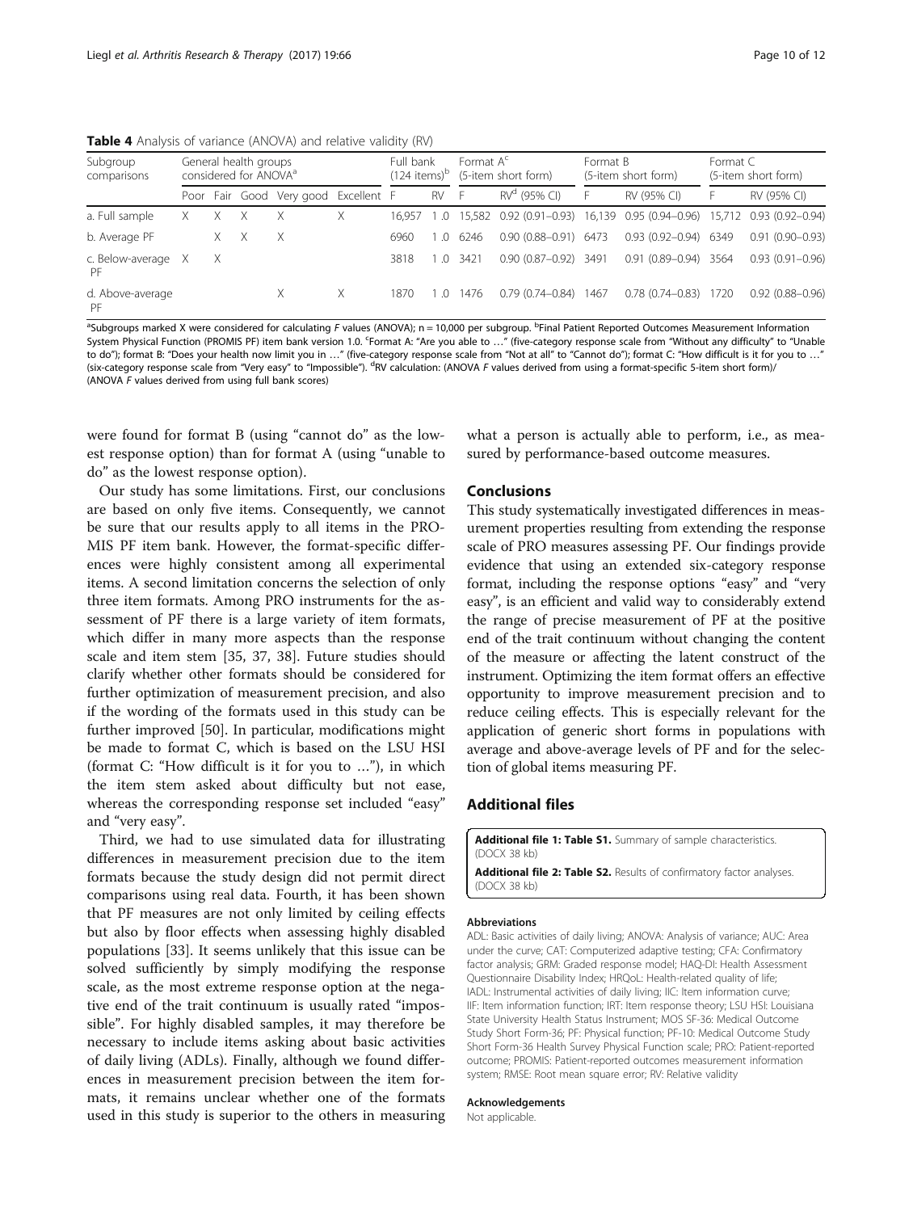**Table 4** Analysis of variance (ANOVA) and relative validity (RV)

| Subgroup comparisons | General health groups considered for ANOVA[a] | | | | | Full bank (124 items)[b] | | Format A[c] (5-item short form) | | Format B (5-item short form) | | Format C (5-item short form) | |
|---|---|---|---|---|---|---|---|---|---|---|---|---|---|
| | Poor | Fair | Good | Very good | Excellent | F | RV | F | RV[d] (95% CI) | F | RV (95% CI) | F | RV (95% CI) |
| a. Full sample | X | X | X | X | X | 16,957 | 1 .0 | 15,582 | 0.92 (0.91–0.93) | 16,139 | 0.95 (0.94–0.96) | 15,712 | 0.93 (0.92–0.94) |
| b. Average PF | | X | X | X | | 6960 | 1 .0 | 6246 | 0.90 (0.88–0.91) | 6473 | 0.93 (0.92–0.94) | 6349 | 0.91 (0.90–0.93) |
| c. Below-average PF | X | X | | | | 3818 | 1 .0 | 3421 | 0.90 (0.87–0.92) | 3491 | 0.91 (0.89–0.94) | 3564 | 0.93 (0.91–0.96) |
| d. Above-average PF | | | | X | X | 1870 | 1 .0 | 1476 | 0.79 (0.74–0.84) | 1467 | 0.78 (0.74–0.83) | 1720 | 0.92 (0.88–0.96) |

[a]Subgroups marked X were considered for calculating *F* values (ANOVA); n = 10,000 per subgroup. [b]Final Patient Reported Outcomes Measurement Information System Physical Function (PROMIS PF) item bank version 1.0. [c]Format A: "Are you able to …" (five-category response scale from "Without any difficulty" to "Unable to do"); format B: "Does your health now limit you in …" (five-category response scale from "Not at all" to "Cannot do"); format C: "How difficult is it for you to …" (six-category response scale from "Very easy" to "Impossible"). [d]RV calculation: (ANOVA *F* values derived from using a format-specific 5-item short form)/(ANOVA *F* values derived from using full bank scores)

were found for format B (using "cannot do" as the lowest response option) than for format A (using "unable to do" as the lowest response option).

Our study has some limitations. First, our conclusions are based on only five items. Consequently, we cannot be sure that our results apply to all items in the PROMIS PF item bank. However, the format-specific differences were highly consistent among all experimental items. A second limitation concerns the selection of only three item formats. Among PRO instruments for the assessment of PF there is a large variety of item formats, which differ in many more aspects than the response scale and item stem [35, 37, 38]. Future studies should clarify whether other formats should be considered for further optimization of measurement precision, and also if the wording of the formats used in this study can be further improved [50]. In particular, modifications might be made to format C, which is based on the LSU HSI (format C: "How difficult is it for you to …"), in which the item stem asked about difficulty but not ease, whereas the corresponding response set included "easy" and "very easy".

Third, we had to use simulated data for illustrating differences in measurement precision due to the item formats because the study design did not permit direct comparisons using real data. Fourth, it has been shown that PF measures are not only limited by ceiling effects but also by floor effects when assessing highly disabled populations [33]. It seems unlikely that this issue can be solved sufficiently by simply modifying the response scale, as the most extreme response option at the negative end of the trait continuum is usually rated "impossible". For highly disabled samples, it may therefore be necessary to include items asking about basic activities of daily living (ADLs). Finally, although we found differences in measurement precision between the item formats, it remains unclear whether one of the formats used in this study is superior to the others in measuring what a person is actually able to perform, i.e., as measured by performance-based outcome measures.

## Conclusions

This study systematically investigated differences in measurement properties resulting from extending the response scale of PRO measures assessing PF. Our findings provide evidence that using an extended six-category response format, including the response options "easy" and "very easy", is an efficient and valid way to considerably extend the range of precise measurement of PF at the positive end of the trait continuum without changing the content of the measure or affecting the latent construct of the instrument. Optimizing the item format offers an effective opportunity to improve measurement precision and to reduce ceiling effects. This is especially relevant for the application of generic short forms in populations with average and above-average levels of PF and for the selection of global items measuring PF.

## Additional files

**Additional file 1: Table S1.** Summary of sample characteristics. (DOCX 38 kb)

**Additional file 2: Table S2.** Results of confirmatory factor analyses. (DOCX 38 kb)

#### Abbreviations

ADL: Basic activities of daily living; ANOVA: Analysis of variance; AUC: Area under the curve; CAT: Computerized adaptive testing; CFA: Confirmatory factor analysis; GRM: Graded response model; HAQ-DI: Health Assessment Questionnaire Disability Index; HRQoL: Health-related quality of life; IADL: Instrumental activities of daily living; IIC: Item information curve; IIF: Item information function; IRT: Item response theory; LSU HSI: Louisiana State University Health Status Instrument; MOS SF-36: Medical Outcome Study Short Form-36; PF: Physical function; PF-10: Medical Outcome Study Short Form-36 Health Survey Physical Function scale; PRO: Patient-reported outcome; PROMIS: Patient-reported outcomes measurement information system; RMSE: Root mean square error; RV: Relative validity

#### Acknowledgements

Not applicable.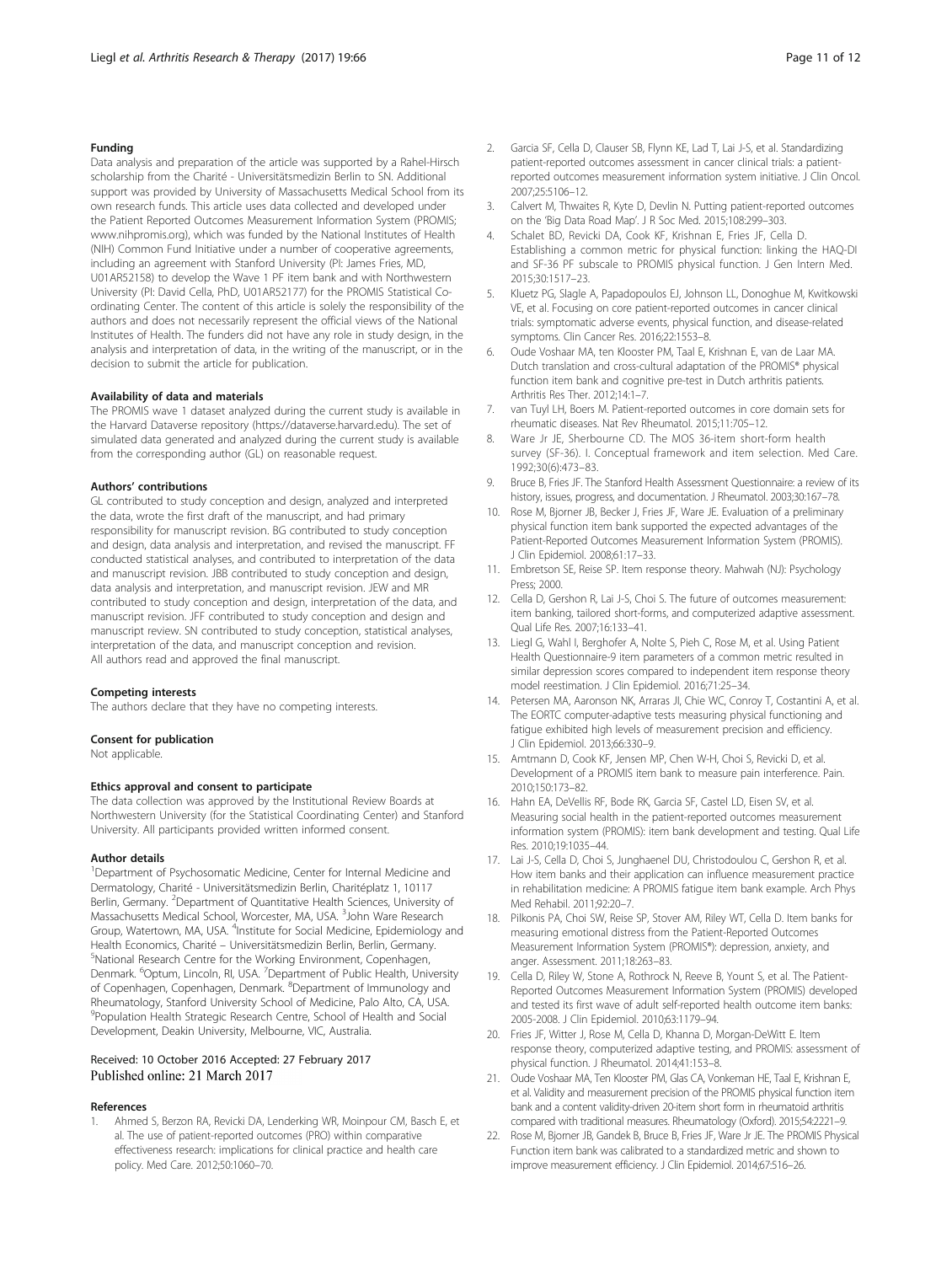#### Funding

Data analysis and preparation of the article was supported by a Rahel-Hirsch scholarship from the Charité - Universitätsmedizin Berlin to SN. Additional support was provided by University of Massachusetts Medical School from its own research funds. This article uses data collected and developed under the Patient Reported Outcomes Measurement Information System (PROMIS; www.nihpromis.org), which was funded by the National Institutes of Health (NIH) Common Fund Initiative under a number of cooperative agreements, including an agreement with Stanford University (PI: James Fries, MD, U01AR52158) to develop the Wave 1 PF item bank and with Northwestern University (PI: David Cella, PhD, U01AR52177) for the PROMIS Statistical Co-ordinating Center. The content of this article is solely the responsibility of the authors and does not necessarily represent the official views of the National Institutes of Health. The funders did not have any role in study design, in the analysis and interpretation of data, in the writing of the manuscript, or in the decision to submit the article for publication.

#### Availability of data and materials

The PROMIS wave 1 dataset analyzed during the current study is available in the Harvard Dataverse repository (https://dataverse.harvard.edu). The set of simulated data generated and analyzed during the current study is available from the corresponding author (GL) on reasonable request.

#### Authors' contributions

GL contributed to study conception and design, analyzed and interpreted the data, wrote the first draft of the manuscript, and had primary responsibility for manuscript revision. BG contributed to study conception and design, data analysis and interpretation, and revised the manuscript. FF conducted statistical analyses, and contributed to interpretation of the data and manuscript revision. JBB contributed to study conception and design, data analysis and interpretation, and manuscript revision. JEW and MR contributed to study conception and design, interpretation of the data, and manuscript revision. JFF contributed to study conception and design and manuscript review. SN contributed to study conception, statistical analyses, interpretation of the data, and manuscript conception and revision. All authors read and approved the final manuscript.

#### Competing interests

The authors declare that they have no competing interests.

#### Consent for publication

Not applicable.

#### Ethics approval and consent to participate

The data collection was approved by the Institutional Review Boards at Northwestern University (for the Statistical Coordinating Center) and Stanford University. All participants provided written informed consent.

#### Author details

[1]Department of Psychosomatic Medicine, Center for Internal Medicine and Dermatology, Charité - Universitätsmedizin Berlin, Charitéplatz 1, 10117 Berlin, Germany. [2]Department of Quantitative Health Sciences, University of Massachusetts Medical School, Worcester, MA, USA. [3]John Ware Research Group, Watertown, MA, USA. [4]Institute for Social Medicine, Epidemiology and Health Economics, Charité – Universitätsmedizin Berlin, Berlin, Germany. [5]National Research Centre for the Working Environment, Copenhagen, Denmark. [6]Optum, Lincoln, RI, USA. [7]Department of Public Health, University of Copenhagen, Copenhagen, Denmark. [8]Department of Immunology and Rheumatology, Stanford University School of Medicine, Palo Alto, CA, USA. [9]Population Health Strategic Research Centre, School of Health and Social Development, Deakin University, Melbourne, VIC, Australia.

Received: 10 October 2016 Accepted: 27 February 2017
Published online: 21 March 2017

#### References

1. Ahmed S, Berzon RA, Revicki DA, Lenderking WR, Moinpour CM, Basch E, et al. The use of patient-reported outcomes (PRO) within comparative effectiveness research: implications for clinical practice and health care policy. Med Care. 2012;50:1060–70.
2. Garcia SF, Cella D, Clauser SB, Flynn KE, Lad T, Lai J-S, et al. Standardizing patient-reported outcomes assessment in cancer clinical trials: a patient-reported outcomes measurement information system initiative. J Clin Oncol. 2007;25:5106–12.
3. Calvert M, Thwaites R, Kyte D, Devlin N. Putting patient-reported outcomes on the 'Big Data Road Map'. J R Soc Med. 2015;108:299–303.
4. Schalet BD, Revicki DA, Cook KF, Krishnan E, Fries JF, Cella D. Establishing a common metric for physical function: linking the HAQ-DI and SF-36 PF subscale to PROMIS physical function. J Gen Intern Med. 2015;30:1517–23.
5. Kluetz PG, Slagle A, Papadopoulos EJ, Johnson LL, Donoghue M, Kwitkowski VE, et al. Focusing on core patient-reported outcomes in cancer clinical trials: symptomatic adverse events, physical function, and disease-related symptoms. Clin Cancer Res. 2016;22:1553–8.
6. Oude Voshaar MA, ten Klooster PM, Taal E, Krishnan E, van de Laar MA. Dutch translation and cross-cultural adaptation of the PROMIS® physical function item bank and cognitive pre-test in Dutch arthritis patients. Arthritis Res Ther. 2012;14:1–7.
7. van Tuyl LH, Boers M. Patient-reported outcomes in core domain sets for rheumatic diseases. Nat Rev Rheumatol. 2015;11:705–12.
8. Ware Jr JE, Sherbourne CD. The MOS 36-item short-form health survey (SF-36). I. Conceptual framework and item selection. Med Care. 1992;30(6):473–83.
9. Bruce B, Fries JF. The Stanford Health Assessment Questionnaire: a review of its history, issues, progress, and documentation. J Rheumatol. 2003;30:167–78.
10. Rose M, Bjorner JB, Becker J, Fries JF, Ware JE. Evaluation of a preliminary physical function item bank supported the expected advantages of the Patient-Reported Outcomes Measurement Information System (PROMIS). J Clin Epidemiol. 2008;61:17–33.
11. Embretson SE, Reise SP. Item response theory. Mahwah (NJ): Psychology Press; 2000.
12. Cella D, Gershon R, Lai J-S, Choi S. The future of outcomes measurement: item banking, tailored short-forms, and computerized adaptive assessment. Qual Life Res. 2007;16:133–41.
13. Liegl G, Wahl I, Berghofer A, Nolte S, Pieh C, Rose M, et al. Using Patient Health Questionnaire-9 item parameters of a common metric resulted in similar depression scores compared to independent item response theory model reestimation. J Clin Epidemiol. 2016;71:25–34.
14. Petersen MA, Aaronson NK, Arraras JI, Chie WC, Conroy T, Costantini A, et al. The EORTC computer-adaptive tests measuring physical functioning and fatigue exhibited high levels of measurement precision and efficiency. J Clin Epidemiol. 2013;66:330–9.
15. Amtmann D, Cook KF, Jensen MP, Chen W-H, Choi S, Revicki D, et al. Development of a PROMIS item bank to measure pain interference. Pain. 2010;150:173–82.
16. Hahn EA, DeVellis RF, Bode RK, Garcia SF, Castel LD, Eisen SV, et al. Measuring social health in the patient-reported outcomes measurement information system (PROMIS): item bank development and testing. Qual Life Res. 2010;19:1035–44.
17. Lai J-S, Cella D, Choi S, Junghaenel DU, Christodoulou C, Gershon R, et al. How item banks and their application can influence measurement practice in rehabilitation medicine: A PROMIS fatigue item bank example. Arch Phys Med Rehabil. 2011;92:20–7.
18. Pilkonis PA, Choi SW, Reise SP, Stover AM, Riley WT, Cella D. Item banks for measuring emotional distress from the Patient-Reported Outcomes Measurement Information System (PROMIS®): depression, anxiety, and anger. Assessment. 2011;18:263–83.
19. Cella D, Riley W, Stone A, Rothrock N, Reeve B, Yount S, et al. The Patient-Reported Outcomes Measurement Information System (PROMIS) developed and tested its first wave of adult self-reported health outcome item banks: 2005-2008. J Clin Epidemiol. 2010;63:1179–94.
20. Fries JF, Witter J, Rose M, Cella D, Khanna D, Morgan-DeWitt E. Item response theory, computerized adaptive testing, and PROMIS: assessment of physical function. J Rheumatol. 2014;41:153–8.
21. Oude Voshaar MA, Ten Klooster PM, Glas CA, Vonkeman HE, Taal E, Krishnan E, et al. Validity and measurement precision of the PROMIS physical function item bank and a content validity-driven 20-item short form in rheumatoid arthritis compared with traditional measures. Rheumatology (Oxford). 2015;54:2221–9.
22. Rose M, Bjorner JB, Gandek B, Bruce B, Fries JF, Ware Jr JE. The PROMIS Physical Function item bank was calibrated to a standardized metric and shown to improve measurement efficiency. J Clin Epidemiol. 2014;67:516–26.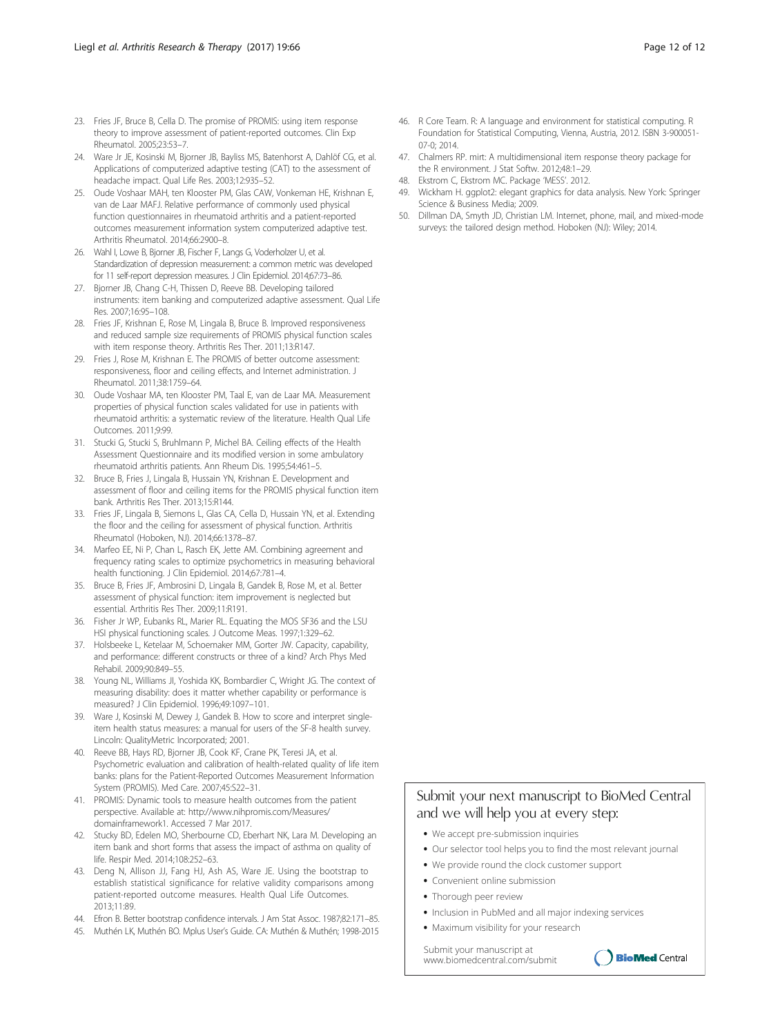23. Fries JF, Bruce B, Cella D. The promise of PROMIS: using item response theory to improve assessment of patient-reported outcomes. Clin Exp Rheumatol. 2005;23:53–7.
24. Ware Jr JE, Kosinski M, Bjorner JB, Bayliss MS, Batenhorst A, Dahlöf CG, et al. Applications of computerized adaptive testing (CAT) to the assessment of headache impact. Qual Life Res. 2003;12:935–52.
25. Oude Voshaar MAH, ten Klooster PM, Glas CAW, Vonkeman HE, Krishnan E, van de Laar MAFJ. Relative performance of commonly used physical function questionnaires in rheumatoid arthritis and a patient-reported outcomes measurement information system computerized adaptive test. Arthritis Rheumatol. 2014;66:2900–8.
26. Wahl I, Lowe B, Bjorner JB, Fischer F, Langs G, Voderholzer U, et al. Standardization of depression measurement: a common metric was developed for 11 self-report depression measures. J Clin Epidemiol. 2014;67:73–86.
27. Bjorner JB, Chang C-H, Thissen D, Reeve BB. Developing tailored instruments: item banking and computerized adaptive assessment. Qual Life Res. 2007;16:95–108.
28. Fries JF, Krishnan E, Rose M, Lingala B, Bruce B. Improved responsiveness and reduced sample size requirements of PROMIS physical function scales with item response theory. Arthritis Res Ther. 2011;13:R147.
29. Fries J, Rose M, Krishnan E. The PROMIS of better outcome assessment: responsiveness, floor and ceiling effects, and Internet administration. J Rheumatol. 2011;38:1759–64.
30. Oude Voshaar MA, ten Klooster PM, Taal E, van de Laar MA. Measurement properties of physical function scales validated for use in patients with rheumatoid arthritis: a systematic review of the literature. Health Qual Life Outcomes. 2011;9:99.
31. Stucki G, Stucki S, Bruhlmann P, Michel BA. Ceiling effects of the Health Assessment Questionnaire and its modified version in some ambulatory rheumatoid arthritis patients. Ann Rheum Dis. 1995;54:461–5.
32. Bruce B, Fries J, Lingala B, Hussain YN, Krishnan E. Development and assessment of floor and ceiling items for the PROMIS physical function item bank. Arthritis Res Ther. 2013;15:R144.
33. Fries JF, Lingala B, Siemons L, Glas CA, Cella D, Hussain YN, et al. Extending the floor and the ceiling for assessment of physical function. Arthritis Rheumatol (Hoboken, NJ). 2014;66:1378–87.
34. Marfeo EE, Ni P, Chan L, Rasch EK, Jette AM. Combining agreement and frequency rating scales to optimize psychometrics in measuring behavioral health functioning. J Clin Epidemiol. 2014;67:781–4.
35. Bruce B, Fries JF, Ambrosini D, Lingala B, Gandek B, Rose M, et al. Better assessment of physical function: item improvement is neglected but essential. Arthritis Res Ther. 2009;11:R191.
36. Fisher Jr WP, Eubanks RL, Marier RL. Equating the MOS SF36 and the LSU HSI physical functioning scales. J Outcome Meas. 1997;1:329–62.
37. Holsbeeke L, Ketelaar M, Schoemaker MM, Gorter JW. Capacity, capability, and performance: different constructs or three of a kind? Arch Phys Med Rehabil. 2009;90:849–55.
38. Young NL, Williams JI, Yoshida KK, Bombardier C, Wright JG. The context of measuring disability: does it matter whether capability or performance is measured? J Clin Epidemiol. 1996;49:1097–101.
39. Ware J, Kosinski M, Dewey J, Gandek B. How to score and interpret single-item health status measures: a manual for users of the SF-8 health survey. Lincoln: QualityMetric Incorporated; 2001.
40. Reeve BB, Hays RD, Bjorner JB, Cook KF, Crane PK, Teresi JA, et al. Psychometric evaluation and calibration of health-related quality of life item banks: plans for the Patient-Reported Outcomes Measurement Information System (PROMIS). Med Care. 2007;45:S22–31.
41. PROMIS: Dynamic tools to measure health outcomes from the patient perspective. Available at: http://www.nihpromis.com/Measures/domainframework1. Accessed 7 Mar 2017.
42. Stucky BD, Edelen MO, Sherbourne CD, Eberhart NK, Lara M. Developing an item bank and short forms that assess the impact of asthma on quality of life. Respir Med. 2014;108:252–63.
43. Deng N, Allison JJ, Fang HJ, Ash AS, Ware JE. Using the bootstrap to establish statistical significance for relative validity comparisons among patient-reported outcome measures. Health Qual Life Outcomes. 2013;11:89.
44. Efron B. Better bootstrap confidence intervals. J Am Stat Assoc. 1987;82:171–85.
45. Muthén LK, Muthén BO. Mplus User's Guide. CA: Muthén & Muthén; 1998-2015
46. R Core Team. R: A language and environment for statistical computing. R Foundation for Statistical Computing, Vienna, Austria, 2012. ISBN 3-900051-07-0; 2014.
47. Chalmers RP. mirt: A multidimensional item response theory package for the R environment. J Stat Softw. 2012;48:1–29.
48. Ekstrom C, Ekstrom MC. Package 'MESS'. 2012.
49. Wickham H. ggplot2: elegant graphics for data analysis. New York: Springer Science & Business Media; 2009.
50. Dillman DA, Smyth JD, Christian LM. Internet, phone, mail, and mixed-mode surveys: the tailored design method. Hoboken (NJ): Wiley; 2014.

Submit your next manuscript to BioMed Central and we will help you at every step:

- We accept pre-submission inquiries
- Our selector tool helps you to find the most relevant journal
- We provide round the clock customer support
- Convenient online submission
- Thorough peer review
- Inclusion in PubMed and all major indexing services
- Maximum visibility for your research

Submit your manuscript at www.biomedcentral.com/submit